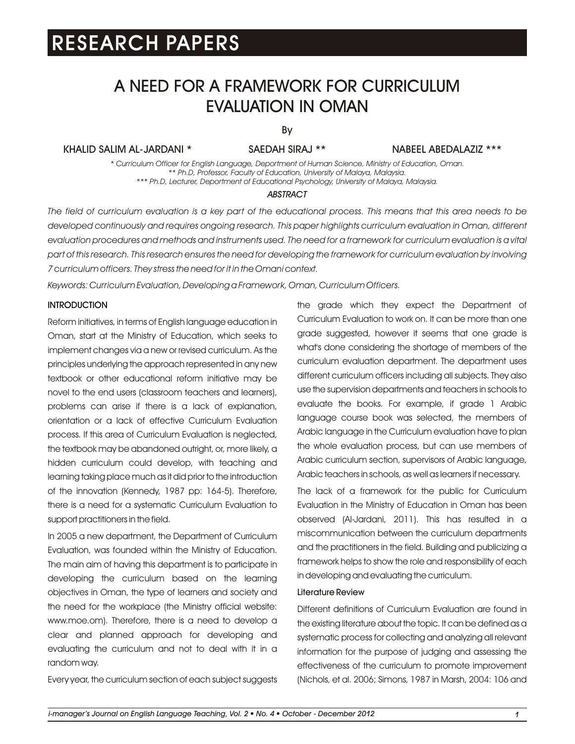# RESEARCH PAPERS

## A NEED FOR A FRAMEWORK FOR CURRICULUM EVALUATION IN OMAN

By

**KHALID SALIM AL-JARDANI \*** **SAEDAH SIRAJ \*\*** **NABEEL ABEDALAZIZ \*\*\***

*\* Curriculum Officer for English Language, Deportment of Human Science, Ministry of Education, Oman.*
*\*\* Ph.D, Professor, Faculty of Education, University of Malaya, Malaysia.*
*\*\*\* Ph.D, Lecturer, Deportment of Educational Psychology, University of Malaya, Malaysia.*

### ABSTRACT

*The field of curriculum evaluation is a key part of the educational process. This means that this area needs to be developed continuously and requires ongoing research. This paper highlights curriculum evaluation in Oman, different evaluation procedures and methods and instruments used. The need for a framework for curriculum evaluation is a vital part of this research. This research ensures the need for developing the framework for curriculum evaluation by involving 7 curriculum officers. They stress the need for it in the Omani context.*

*Keywords: Curriculum Evaluation, Developing a Framework, Oman, Curriculum Officers.*

### INTRODUCTION

Reform initiatives, in terms of English language education in Oman, start at the Ministry of Education, which seeks to implement changes via a new or revised curriculum. As the principles underlying the approach represented in any new textbook or other educational reform initiative may be novel to the end users (classroom teachers and learners), problems can arise if there is a lack of explanation, orientation or a lack of effective Curriculum Evaluation process. If this area of Curriculum Evaluation is neglected, the textbook may be abandoned outright, or, more likely, a hidden curriculum could develop, with teaching and learning taking place much as it did prior to the introduction of the innovation (Kennedy, 1987 pp: 164-5). Therefore, there is a need for a systematic Curriculum Evaluation to support practitioners in the field.

In 2005 a new department, the Department of Curriculum Evaluation, was founded within the Ministry of Education. The main aim of having this department is to participate in developing the curriculum based on the learning objectives in Oman, the type of learners and society and the need for the workplace (the Ministry official website: www.moe.om). Therefore, there is a need to develop a clear and planned approach for developing and evaluating the curriculum and not to deal with it in a random way.

Every year, the curriculum section of each subject suggests the grade which they expect the Department of Curriculum Evaluation to work on. It can be more than one grade suggested, however it seems that one grade is what's done considering the shortage of members of the curriculum evaluation department. The department uses different curriculum officers including all subjects. They also use the supervision departments and teachers in schools to evaluate the books. For example, if grade 1 Arabic language course book was selected, the members of Arabic language in the Curriculum evaluation have to plan the whole evaluation process, but can use members of Arabic curriculum section, supervisors of Arabic language, Arabic teachers in schools, as well as learners if necessary.

The lack of a framework for the public for Curriculum Evaluation in the Ministry of Education in Oman has been observed (Al-Jardani, 2011). This has resulted in a miscommunication between the curriculum departments and the practitioners in the field. Building and publicizing a framework helps to show the role and responsibility of each in developing and evaluating the curriculum.

#### Literature Review

Different definitions of Curriculum Evaluation are found in the existing literature about the topic. It can be defined as a systematic process for collecting and analyzing all relevant information for the purpose of judging and assessing the effectiveness of the curriculum to promote improvement (Nichols, et al. 2006; Simons, 1987 in Marsh, 2004: 106 and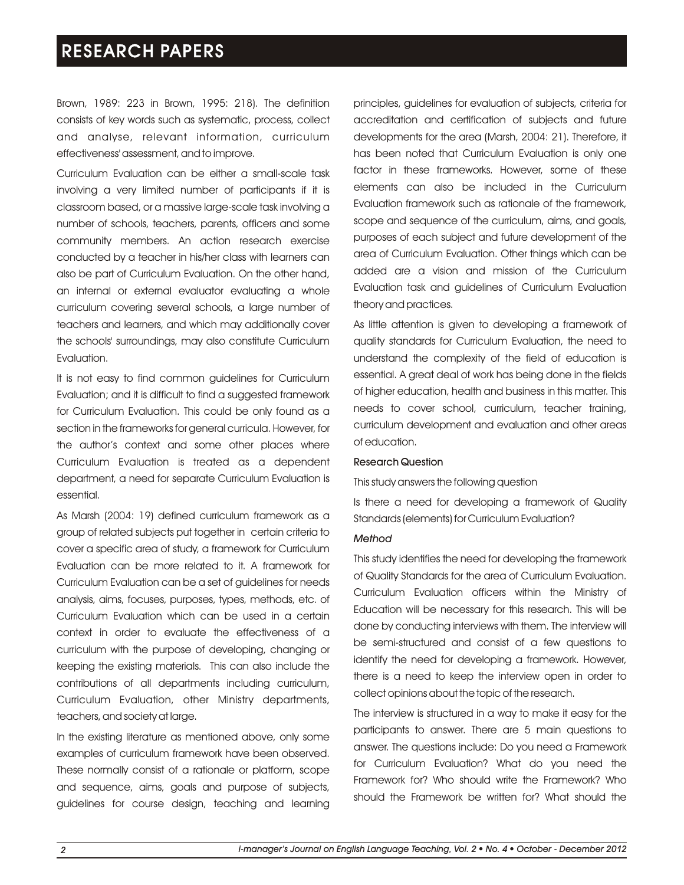Brown, 1989: 223 in Brown, 1995: 218). The definition consists of key words such as systematic, process, collect and analyse, relevant information, curriculum effectiveness' assessment, and to improve.

Curriculum Evaluation can be either a small-scale task involving a very limited number of participants if it is classroom based, or a massive large-scale task involving a number of schools, teachers, parents, officers and some community members. An action research exercise conducted by a teacher in his/her class with learners can also be part of Curriculum Evaluation. On the other hand, an internal or external evaluator evaluating a whole curriculum covering several schools, a large number of teachers and learners, and which may additionally cover the schools' surroundings, may also constitute Curriculum Evaluation.

It is not easy to find common guidelines for Curriculum Evaluation; and it is difficult to find a suggested framework for Curriculum Evaluation. This could be only found as a section in the frameworks for general curricula. However, for the author's context and some other places where Curriculum Evaluation is treated as a dependent department, a need for separate Curriculum Evaluation is essential.

As Marsh (2004: 19) defined curriculum framework as a group of related subjects put together in certain criteria to cover a specific area of study, a framework for Curriculum Evaluation can be more related to it. A framework for Curriculum Evaluation can be a set of guidelines for needs analysis, aims, focuses, purposes, types, methods, etc. of Curriculum Evaluation which can be used in a certain context in order to evaluate the effectiveness of a curriculum with the purpose of developing, changing or keeping the existing materials. This can also include the contributions of all departments including curriculum, Curriculum Evaluation, other Ministry departments, teachers, and society at large.

In the existing literature as mentioned above, only some examples of curriculum framework have been observed. These normally consist of a rationale or platform, scope and sequence, aims, goals and purpose of subjects, guidelines for course design, teaching and learning principles, guidelines for evaluation of subjects, criteria for accreditation and certification of subjects and future developments for the area (Marsh, 2004: 21). Therefore, it has been noted that Curriculum Evaluation is only one factor in these frameworks. However, some of these elements can also be included in the Curriculum Evaluation framework such as rationale of the framework, scope and sequence of the curriculum, aims, and goals, purposes of each subject and future development of the area of Curriculum Evaluation. Other things which can be added are a vision and mission of the Curriculum Evaluation task and guidelines of Curriculum Evaluation theory and practices.

As little attention is given to developing a framework of quality standards for Curriculum Evaluation, the need to understand the complexity of the field of education is essential. A great deal of work has being done in the fields of higher education, health and business in this matter. This needs to cover school, curriculum, teacher training, curriculum development and evaluation and other areas of education.

#### Research Question

This study answers the following question

Is there a need for developing a framework of Quality Standards (elements) for Curriculum Evaluation?

#### *Method*

This study identifies the need for developing the framework of Quality Standards for the area of Curriculum Evaluation. Curriculum Evaluation officers within the Ministry of Education will be necessary for this research. This will be done by conducting interviews with them. The interview will be semi-structured and consist of a few questions to identify the need for developing a framework. However, there is a need to keep the interview open in order to collect opinions about the topic of the research.

The interview is structured in a way to make it easy for the participants to answer. There are 5 main questions to answer. The questions include: Do you need a Framework for Curriculum Evaluation? What do you need the Framework for? Who should write the Framework? Who should the Framework be written for? What should the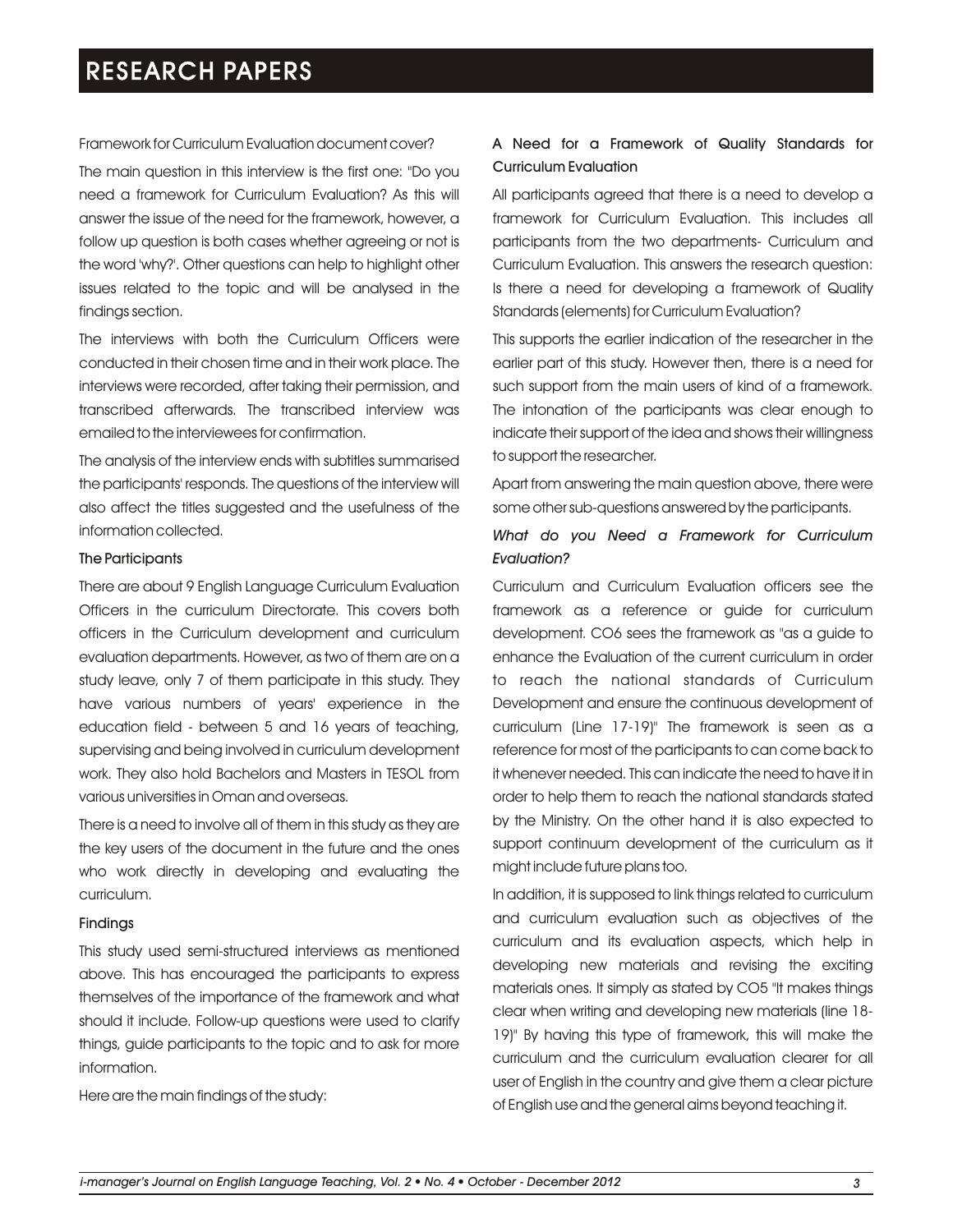Framework for Curriculum Evaluation document cover?

The main question in this interview is the first one: "Do you need a framework for Curriculum Evaluation? As this will answer the issue of the need for the framework, however, a follow up question is both cases whether agreeing or not is the word 'why?'. Other questions can help to highlight other issues related to the topic and will be analysed in the findings section.

The interviews with both the Curriculum Officers were conducted in their chosen time and in their work place. The interviews were recorded, after taking their permission, and transcribed afterwards. The transcribed interview was emailed to the interviewees for confirmation.

The analysis of the interview ends with subtitles summarised the participants' responds. The questions of the interview will also affect the titles suggested and the usefulness of the information collected.

### The Participants

There are about 9 English Language Curriculum Evaluation Officers in the curriculum Directorate. This covers both officers in the Curriculum development and curriculum evaluation departments. However, as two of them are on a study leave, only 7 of them participate in this study. They have various numbers of years' experience in the education field - between 5 and 16 years of teaching, supervising and being involved in curriculum development work. They also hold Bachelors and Masters in TESOL from various universities in Oman and overseas.

There is a need to involve all of them in this study as they are the key users of the document in the future and the ones who work directly in developing and evaluating the curriculum.

### Findings

This study used semi-structured interviews as mentioned above. This has encouraged the participants to express themselves of the importance of the framework and what should it include. Follow-up questions were used to clarify things, guide participants to the topic and to ask for more information.

Here are the main findings of the study:

### A Need for a Framework of Quality Standards for Curriculum Evaluation

All participants agreed that there is a need to develop a framework for Curriculum Evaluation. This includes all participants from the two departments- Curriculum and Curriculum Evaluation. This answers the research question: Is there a need for developing a framework of Quality Standards (elements) for Curriculum Evaluation?

This supports the earlier indication of the researcher in the earlier part of this study. However then, there is a need for such support from the main users of kind of a framework. The intonation of the participants was clear enough to indicate their support of the idea and shows their willingness to support the researcher.

Apart from answering the main question above, there were some other sub-questions answered by the participants.

#### *What do you Need a Framework for Curriculum Evaluation?*

Curriculum and Curriculum Evaluation officers see the framework as a reference or guide for curriculum development. CO6 sees the framework as "as a guide to enhance the Evaluation of the current curriculum in order to reach the national standards of Curriculum Development and ensure the continuous development of curriculum (Line 17-19)" The framework is seen as a reference for most of the participants to can come back to it whenever needed. This can indicate the need to have it in order to help them to reach the national standards stated by the Ministry. On the other hand it is also expected to support continuum development of the curriculum as it might include future plans too.

In addition, it is supposed to link things related to curriculum and curriculum evaluation such as objectives of the curriculum and its evaluation aspects, which help in developing new materials and revising the exciting materials ones. It simply as stated by CO5 "It makes things clear when writing and developing new materials (line 18-19)" By having this type of framework, this will make the curriculum and the curriculum evaluation clearer for all user of English in the country and give them a clear picture of English use and the general aims beyond teaching it.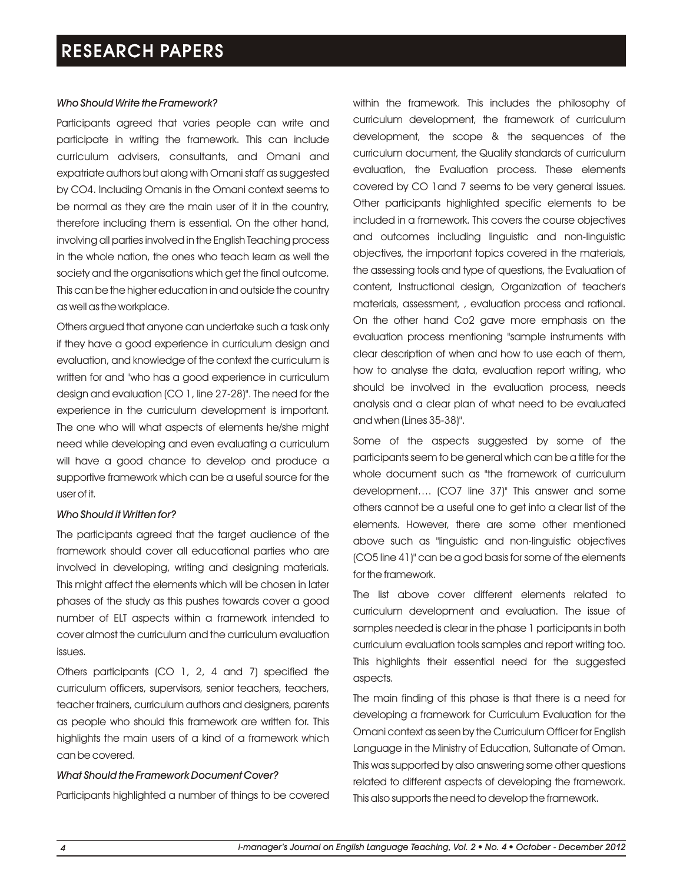### *Who Should Write the Framework?*

Participants agreed that varies people can write and participate in writing the framework. This can include curriculum advisers, consultants, and Omani and expatriate authors but along with Omani staff as suggested by CO4. Including Omanis in the Omani context seems to be normal as they are the main user of it in the country, therefore including them is essential. On the other hand, involving all parties involved in the English Teaching process in the whole nation, the ones who teach learn as well the society and the organisations which get the final outcome. This can be the higher education in and outside the country as well as the workplace.

Others argued that anyone can undertake such a task only if they have a good experience in curriculum design and evaluation, and knowledge of the context the curriculum is written for and "who has a good experience in curriculum design and evaluation (CO 1, line 27-28)". The need for the experience in the curriculum development is important. The one who will what aspects of elements he/she might need while developing and even evaluating a curriculum will have a good chance to develop and produce a supportive framework which can be a useful source for the user of it.

### *Who Should it Written for?*

The participants agreed that the target audience of the framework should cover all educational parties who are involved in developing, writing and designing materials. This might affect the elements which will be chosen in later phases of the study as this pushes towards cover a good number of ELT aspects within a framework intended to cover almost the curriculum and the curriculum evaluation issues.

Others participants (CO 1, 2, 4 and 7) specified the curriculum officers, supervisors, senior teachers, teachers, teacher trainers, curriculum authors and designers, parents as people who should this framework are written for. This highlights the main users of a kind of a framework which can be covered.

### *What Should the Framework Document Cover?*

Participants highlighted a number of things to be covered within the framework. This includes the philosophy of curriculum development, the framework of curriculum development, the scope & the sequences of the curriculum document, the Quality standards of curriculum evaluation, the Evaluation process. These elements covered by CO 1and 7 seems to be very general issues. Other participants highlighted specific elements to be included in a framework. This covers the course objectives and outcomes including linguistic and non-linguistic objectives, the important topics covered in the materials, the assessing tools and type of questions, the Evaluation of content, Instructional design, Organization of teacher's materials, assessment, , evaluation process and rational. On the other hand Co2 gave more emphasis on the evaluation process mentioning "sample instruments with clear description of when and how to use each of them, how to analyse the data, evaluation report writing, who should be involved in the evaluation process, needs analysis and a clear plan of what need to be evaluated and when (Lines 35-38)".

Some of the aspects suggested by some of the participants seem to be general which can be a title for the whole document such as "the framework of curriculum development…. (CO7 line 37)" This answer and some others cannot be a useful one to get into a clear list of the elements. However, there are some other mentioned above such as "linguistic and non-linguistic objectives (CO5 line 41)" can be a god basis for some of the elements for the framework.

The list above cover different elements related to curriculum development and evaluation. The issue of samples needed is clear in the phase 1 participants in both curriculum evaluation tools samples and report writing too. This highlights their essential need for the suggested aspects.

The main finding of this phase is that there is a need for developing a framework for Curriculum Evaluation for the Omani context as seen by the Curriculum Officer for English Language in the Ministry of Education, Sultanate of Oman. This was supported by also answering some other questions related to different aspects of developing the framework. This also supports the need to develop the framework.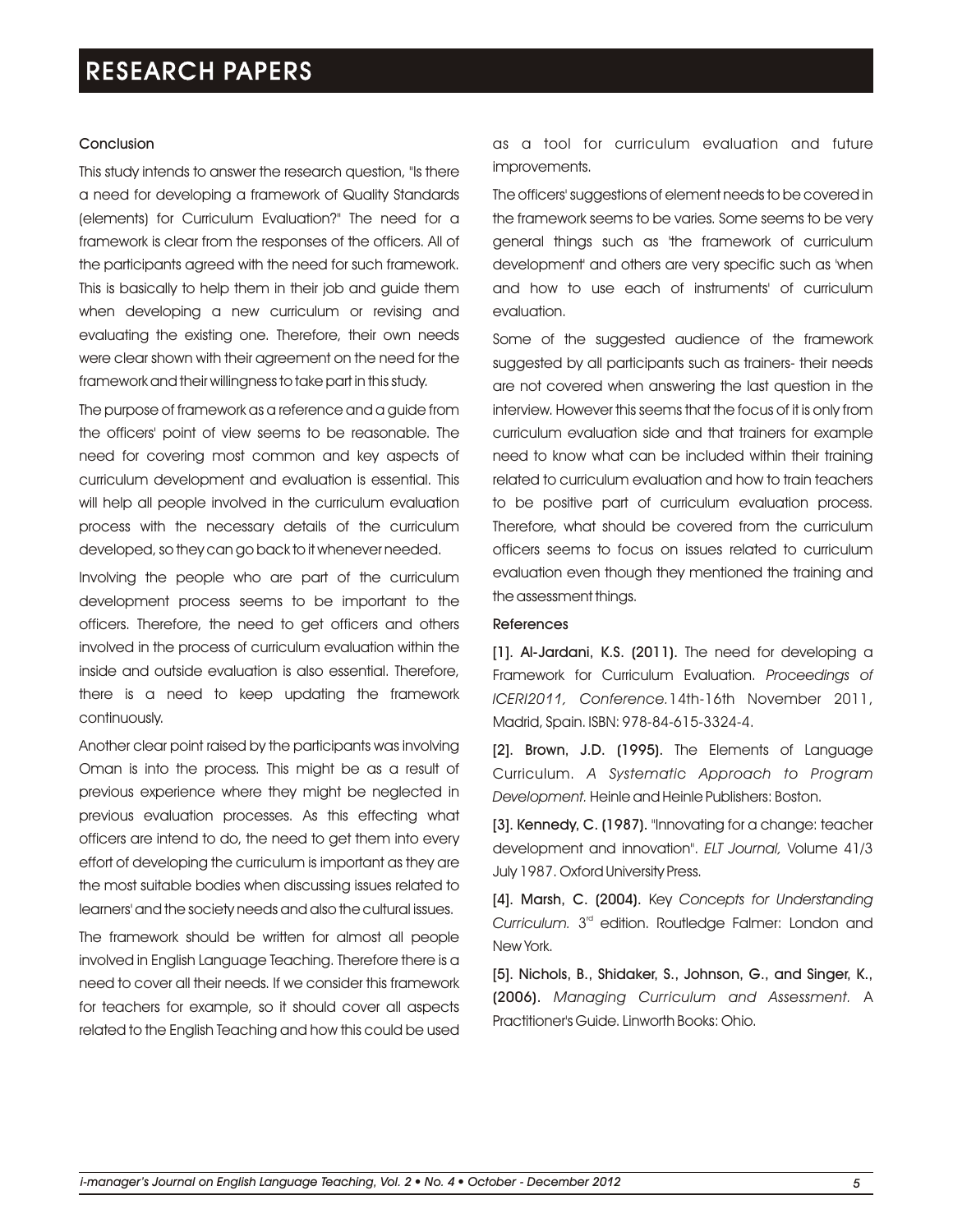## Conclusion

This study intends to answer the research question, "Is there a need for developing a framework of Quality Standards (elements) for Curriculum Evaluation?" The need for a framework is clear from the responses of the officers. All of the participants agreed with the need for such framework. This is basically to help them in their job and guide them when developing a new curriculum or revising and evaluating the existing one. Therefore, their own needs were clear shown with their agreement on the need for the framework and their willingness to take part in this study.

The purpose of framework as a reference and a guide from the officers' point of view seems to be reasonable. The need for covering most common and key aspects of curriculum development and evaluation is essential. This will help all people involved in the curriculum evaluation process with the necessary details of the curriculum developed, so they can go back to it whenever needed.

Involving the people who are part of the curriculum development process seems to be important to the officers. Therefore, the need to get officers and others involved in the process of curriculum evaluation within the inside and outside evaluation is also essential. Therefore, there is a need to keep updating the framework continuously.

Another clear point raised by the participants was involving Oman is into the process. This might be as a result of previous experience where they might be neglected in previous evaluation processes. As this effecting what officers are intend to do, the need to get them into every effort of developing the curriculum is important as they are the most suitable bodies when discussing issues related to learners' and the society needs and also the cultural issues.

The framework should be written for almost all people involved in English Language Teaching. Therefore there is a need to cover all their needs. If we consider this framework for teachers for example, so it should cover all aspects related to the English Teaching and how this could be used as a tool for curriculum evaluation and future improvements.

The officers' suggestions of element needs to be covered in the framework seems to be varies. Some seems to be very general things such as 'the framework of curriculum development' and others are very specific such as 'when and how to use each of instruments' of curriculum evaluation.

Some of the suggested audience of the framework suggested by all participants such as trainers- their needs are not covered when answering the last question in the interview. However this seems that the focus of it is only from curriculum evaluation side and that trainers for example need to know what can be included within their training related to curriculum evaluation and how to train teachers to be positive part of curriculum evaluation process. Therefore, what should be covered from the curriculum officers seems to focus on issues related to curriculum evaluation even though they mentioned the training and the assessment things.

## References

[1]. **Al-Jardani, K.S. (2011).** The need for developing a Framework for Curriculum Evaluation. *Proceedings of ICERI2011, Conference.* 14th-16th November 2011, Madrid, Spain. ISBN: 978-84-615-3324-4.

[2]. **Brown, J.D. (1995).** The Elements of Language Curriculum. *A Systematic Approach to Program Development.* Heinle and Heinle Publishers: Boston.

[3]. **Kennedy, C. (1987).** "Innovating for a change: teacher development and innovation". *ELT Journal,* Volume 41/3 July 1987. Oxford University Press.

[4]. **Marsh, C. (2004).** Key *Concepts for Understanding Curriculum.* 3rd edition. Routledge Falmer: London and New York.

[5]. **Nichols, B., Shidaker, S., Johnson, G., and Singer, K., (2006).** *Managing Curriculum and Assessment.* A Practitioner's Guide. Linworth Books: Ohio.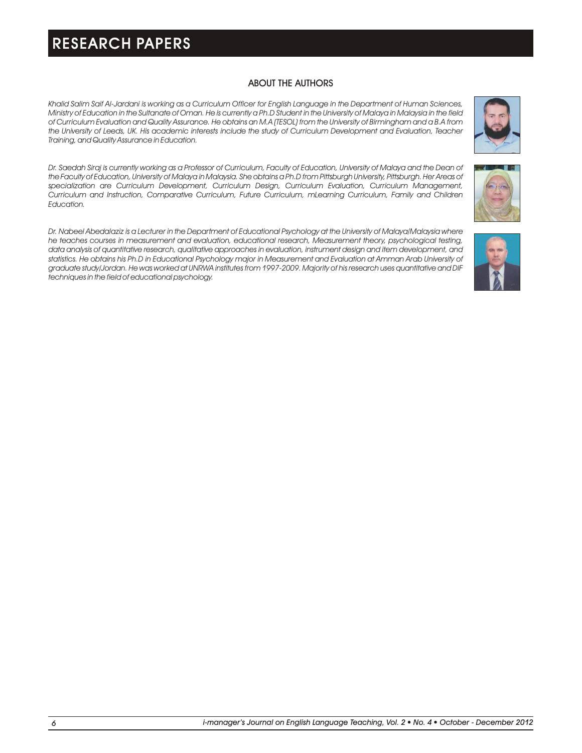## ABOUT THE AUTHORS

*Khalid Salim Saif Al-Jardani is working as a Curriculum Officer for English Language in the Department of Human Sciences, Ministry of Education in the Sultanate of Oman. He is currently a Ph.D Student in the University of Malaya in Malaysia in the field of Curriculum Evaluation and Quality Assurance. He obtains an M.A (TESOL) from the University of Birmingham and a B.A from the University of Leeds, UK. His academic interests include the study of Curriculum Development and Evaluation, Teacher Training, and Quality Assurance in Education.*

*Dr. Saedah Siraj is currently working as a Professor of Curriculum, Faculty of Education, University of Malaya and the Dean of the Faculty of Education, University of Malaya in Malaysia. She obtains a Ph.D from Pittsburgh University, Pittsburgh. Her Areas of specialization are Curriculum Development, Curriculum Design, Curriculum Evaluation, Curriculum Management, Curriculum and Instruction, Comparative Curriculum, Future Curriculum, mLearning Curriculum, Family and Children Education.*

*Dr. Nabeel Abedalaziz is a Lecturer in the Department of Educational Psychology at the University of Malaya/Malaysia where he teaches courses in measurement and evaluation, educational research, Measurement theory, psychological testing, data analysis of quantitative research, qualitative approaches in evaluation, instrument design and item development, and statistics. He obtains his Ph.D in Educational Psychology major in Measurement and Evaluation at Amman Arab University of graduate study/Jordan. He was worked at UNRWA institutes from 1997-2009. Majority of his research uses quantitative and DIF techniques in the field of educational psychology.*